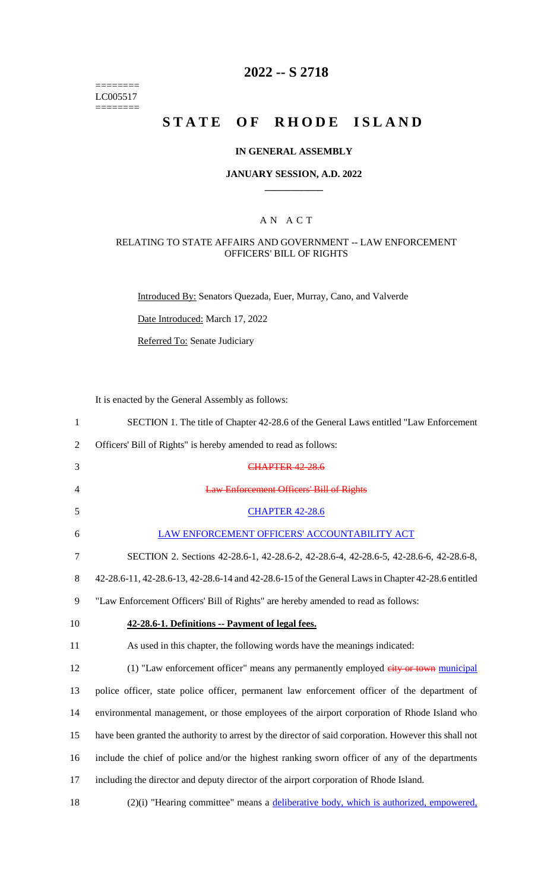========
LC005517
========

# 2022 -- S 2718

# STATE OF RHODE ISLAND

## IN GENERAL ASSEMBLY

### JANUARY SESSION, A.D. 2022

## A N A C T

### RELATING TO STATE AFFAIRS AND GOVERNMENT -- LAW ENFORCEMENT OFFICERS' BILL OF RIGHTS

Introduced By: Senators Quezada, Euer, Murray, Cano, and Valverde

Date Introduced: March 17, 2022

Referred To: Senate Judiciary

It is enacted by the General Assembly as follows:

1 SECTION 1. The title of Chapter 42-28.6 of the General Laws entitled "Law Enforcement
2 Officers' Bill of Rights" is hereby amended to read as follows:

3 ~~CHAPTER 42-28.6~~

4 ~~Law Enforcement Officers' Bill of Rights~~

5 CHAPTER 42-28.6

6 LAW ENFORCEMENT OFFICERS' ACCOUNTABILITY ACT

7 SECTION 2. Sections 42-28.6-1, 42-28.6-2, 42-28.6-4, 42-28.6-5, 42-28.6-6, 42-28.6-8,
8 42-28.6-11, 42-28.6-13, 42-28.6-14 and 42-28.6-15 of the General Laws in Chapter 42-28.6 entitled
9 "Law Enforcement Officers' Bill of Rights" are hereby amended to read as follows:

10 **42-28.6-1. Definitions -- Payment of legal fees.**

11 As used in this chapter, the following words have the meanings indicated:

12 (1) "Law enforcement officer" means any permanently employed ~~city or town~~ municipal
13 police officer, state police officer, permanent law enforcement officer of the department of
14 environmental management, or those employees of the airport corporation of Rhode Island who
15 have been granted the authority to arrest by the director of said corporation. However this shall not
16 include the chief of police and/or the highest ranking sworn officer of any of the departments
17 including the director and deputy director of the airport corporation of Rhode Island.

18 (2)(i) "Hearing committee" means a deliberative body, which is authorized, empowered,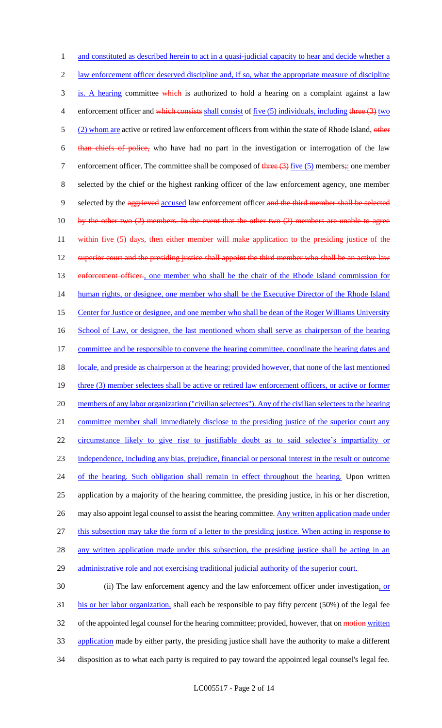and constituted as described herein to act in a quasi-judicial capacity to hear and decide whether a law enforcement officer deserved discipline and, if so, what the appropriate measure of discipline is. A hearing committee which is authorized to hold a hearing on a complaint against a law enforcement officer and which consists shall consist of five (5) individuals, including three (3) two (2) whom are active or retired law enforcement officers from within the state of Rhode Island, other than chiefs of police, who have had no part in the investigation or interrogation of the law enforcement officer. The committee shall be composed of three (3) five (5) members;: one member selected by the chief or the highest ranking officer of the law enforcement agency, one member selected by the aggrieved accused law enforcement officer and the third member shall be selected by the other two (2) members. In the event that the other two (2) members are unable to agree within five (5) days, then either member will make application to the presiding justice of the superior court and the presiding justice shall appoint the third member who shall be an active law enforcement officer., one member who shall be the chair of the Rhode Island commission for human rights, or designee, one member who shall be the Executive Director of the Rhode Island Center for Justice or designee, and one member who shall be dean of the Roger Williams University School of Law, or designee, the last mentioned whom shall serve as chairperson of the hearing committee and be responsible to convene the hearing committee, coordinate the hearing dates and locale, and preside as chairperson at the hearing; provided however, that none of the last mentioned three (3) member selectees shall be active or retired law enforcement officers, or active or former members of any labor organization ("civilian selectees"). Any of the civilian selectees to the hearing committee member shall immediately disclose to the presiding justice of the superior court any circumstance likely to give rise to justifiable doubt as to said selectee's impartiality or independence, including any bias, prejudice, financial or personal interest in the result or outcome of the hearing. Such obligation shall remain in effect throughout the hearing. Upon written application by a majority of the hearing committee, the presiding justice, in his or her discretion, may also appoint legal counsel to assist the hearing committee. Any written application made under this subsection may take the form of a letter to the presiding justice. When acting in response to any written application made under this subsection, the presiding justice shall be acting in an administrative role and not exercising traditional judicial authority of the superior court.

(ii) The law enforcement agency and the law enforcement officer under investigation, or his or her labor organization, shall each be responsible to pay fifty percent (50%) of the legal fee of the appointed legal counsel for the hearing committee; provided, however, that on motion written application made by either party, the presiding justice shall have the authority to make a different disposition as to what each party is required to pay toward the appointed legal counsel's legal fee.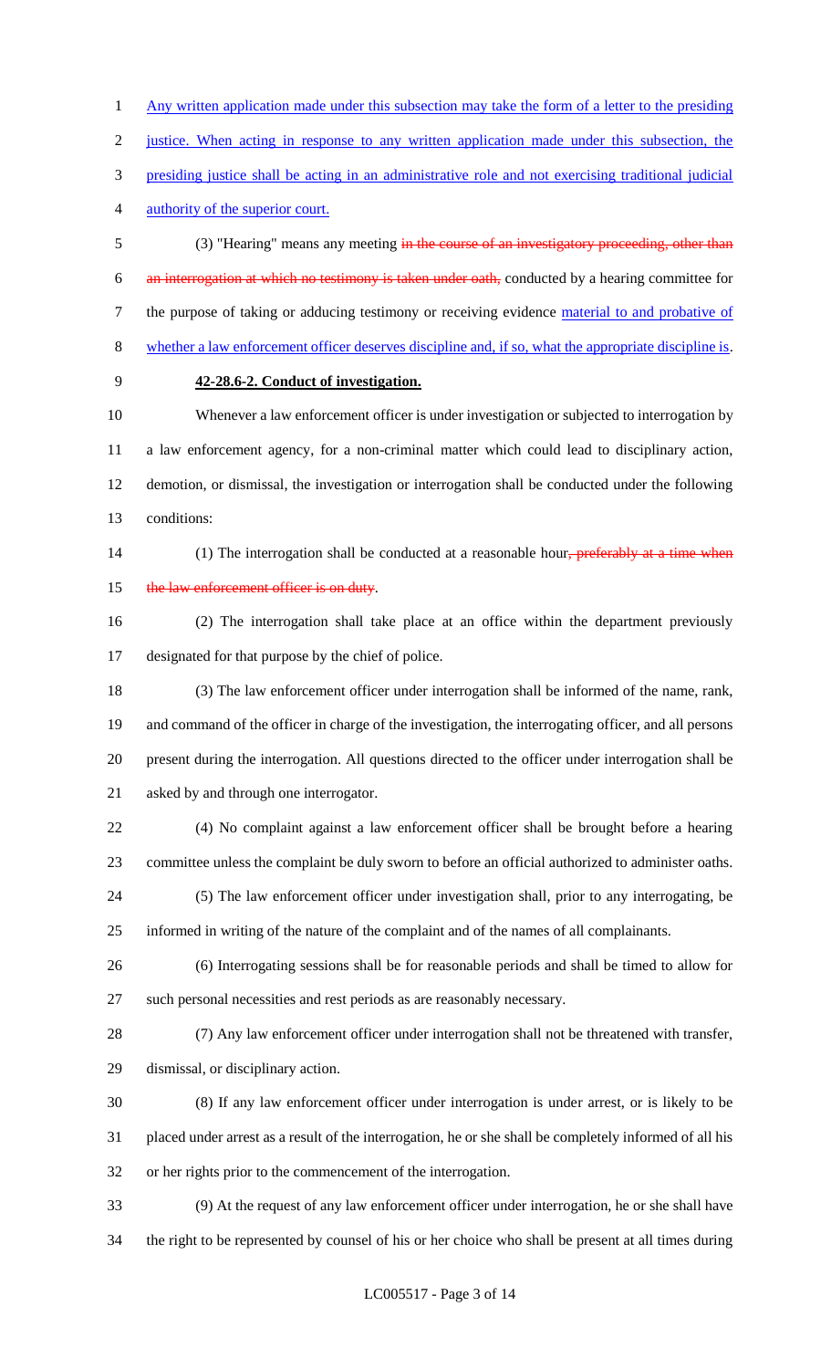Any written application made under this subsection may take the form of a letter to the presiding justice. When acting in response to any written application made under this subsection, the presiding justice shall be acting in an administrative role and not exercising traditional judicial authority of the superior court.

(3) "Hearing" means any meeting ~~in the course of an investigatory proceeding, other than an interrogation at which no testimony is taken under oath,~~ conducted by a hearing committee for the purpose of taking or adducing testimony or receiving evidence material to and probative of whether a law enforcement officer deserves discipline and, if so, what the appropriate discipline is.

**42-28.6-2. Conduct of investigation.**

Whenever a law enforcement officer is under investigation or subjected to interrogation by a law enforcement agency, for a non-criminal matter which could lead to disciplinary action, demotion, or dismissal, the investigation or interrogation shall be conducted under the following conditions:

(1) The interrogation shall be conducted at a reasonable hour~~, preferably at a time when the law enforcement officer is on duty~~.

(2) The interrogation shall take place at an office within the department previously designated for that purpose by the chief of police.

(3) The law enforcement officer under interrogation shall be informed of the name, rank, and command of the officer in charge of the investigation, the interrogating officer, and all persons present during the interrogation. All questions directed to the officer under interrogation shall be asked by and through one interrogator.

(4) No complaint against a law enforcement officer shall be brought before a hearing committee unless the complaint be duly sworn to before an official authorized to administer oaths.

(5) The law enforcement officer under investigation shall, prior to any interrogating, be informed in writing of the nature of the complaint and of the names of all complainants.

(6) Interrogating sessions shall be for reasonable periods and shall be timed to allow for such personal necessities and rest periods as are reasonably necessary.

(7) Any law enforcement officer under interrogation shall not be threatened with transfer, dismissal, or disciplinary action.

(8) If any law enforcement officer under interrogation is under arrest, or is likely to be placed under arrest as a result of the interrogation, he or she shall be completely informed of all his or her rights prior to the commencement of the interrogation.

(9) At the request of any law enforcement officer under interrogation, he or she shall have the right to be represented by counsel of his or her choice who shall be present at all times during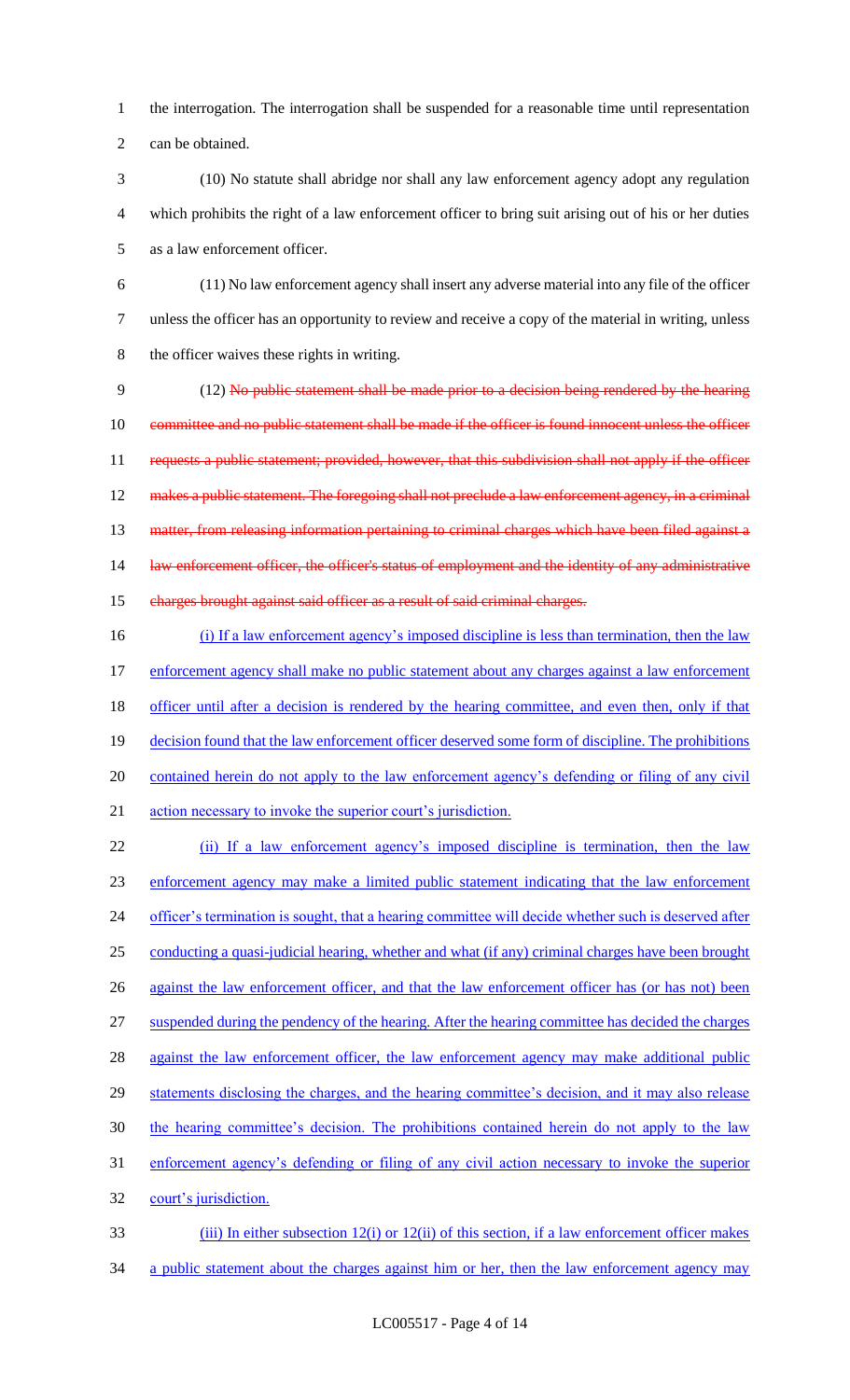the interrogation. The interrogation shall be suspended for a reasonable time until representation can be obtained.

(10) No statute shall abridge nor shall any law enforcement agency adopt any regulation which prohibits the right of a law enforcement officer to bring suit arising out of his or her duties as a law enforcement officer.

(11) No law enforcement agency shall insert any adverse material into any file of the officer unless the officer has an opportunity to review and receive a copy of the material in writing, unless the officer waives these rights in writing.

(12) ~~No public statement shall be made prior to a decision being rendered by the hearing committee and no public statement shall be made if the officer is found innocent unless the officer requests a public statement; provided, however, that this subdivision shall not apply if the officer makes a public statement. The foregoing shall not preclude a law enforcement agency, in a criminal matter, from releasing information pertaining to criminal charges which have been filed against a law enforcement officer, the officer's status of employment and the identity of any administrative charges brought against said officer as a result of said criminal charges.~~

<u>(i) If a law enforcement agency's imposed discipline is less than termination, then the law enforcement agency shall make no public statement about any charges against a law enforcement officer until after a decision is rendered by the hearing committee, and even then, only if that decision found that the law enforcement officer deserved some form of discipline. The prohibitions contained herein do not apply to the law enforcement agency's defending or filing of any civil action necessary to invoke the superior court's jurisdiction.</u>

<u>(ii) If a law enforcement agency's imposed discipline is termination, then the law enforcement agency may make a limited public statement indicating that the law enforcement officer's termination is sought, that a hearing committee will decide whether such is deserved after conducting a quasi-judicial hearing, whether and what (if any) criminal charges have been brought against the law enforcement officer, and that the law enforcement officer has (or has not) been suspended during the pendency of the hearing. After the hearing committee has decided the charges against the law enforcement officer, the law enforcement agency may make additional public statements disclosing the charges, and the hearing committee's decision, and it may also release the hearing committee's decision. The prohibitions contained herein do not apply to the law enforcement agency's defending or filing of any civil action necessary to invoke the superior court's jurisdiction.</u>

<u>(iii) In either subsection 12(i) or 12(ii) of this section, if a law enforcement officer makes a public statement about the charges against him or her, then the law enforcement agency may</u>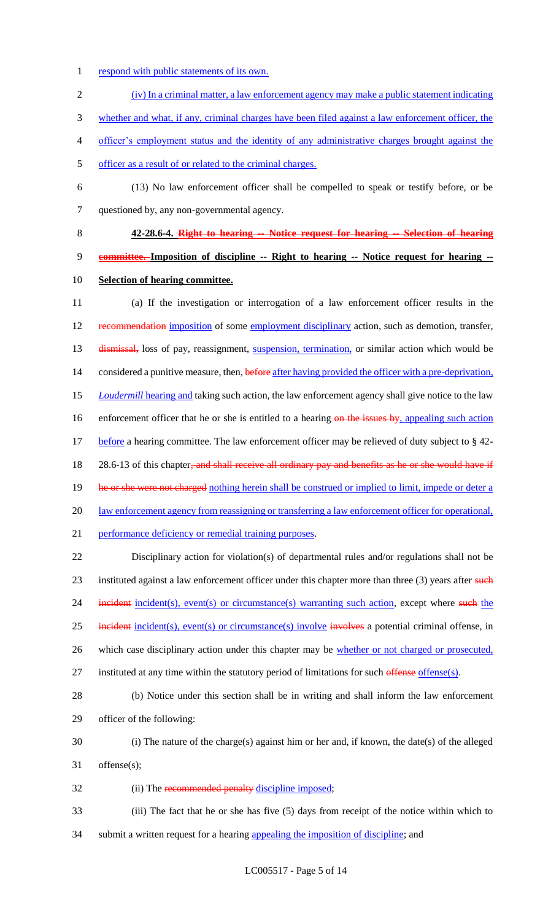respond with public statements of its own.

(iv) In a criminal matter, a law enforcement agency may make a public statement indicating whether and what, if any, criminal charges have been filed against a law enforcement officer, the officer's employment status and the identity of any administrative charges brought against the officer as a result of or related to the criminal charges.

(13) No law enforcement officer shall be compelled to speak or testify before, or be questioned by, any non-governmental agency.

**42-28.6-4. ~~Right to hearing -- Notice request for hearing -- Selection of hearing committee.~~ Imposition of discipline -- Right to hearing -- Notice request for hearing -- Selection of hearing committee.**

(a) If the investigation or interrogation of a law enforcement officer results in the ~~recommendation~~ imposition of some employment disciplinary action, such as demotion, transfer, ~~dismissal,~~ loss of pay, reassignment, suspension, termination, or similar action which would be considered a punitive measure, then, ~~before~~ after having provided the officer with a pre-deprivation, *Loudermill* hearing and taking such action, the law enforcement agency shall give notice to the law enforcement officer that he or she is entitled to a hearing ~~on the issues by~~, appealing such action before a hearing committee. The law enforcement officer may be relieved of duty subject to § 42-28.6-13 of this chapter~~, and shall receive all ordinary pay and benefits as he or she would have if he or she were not charged~~ nothing herein shall be construed or implied to limit, impede or deter a law enforcement agency from reassigning or transferring a law enforcement officer for operational, performance deficiency or remedial training purposes.

Disciplinary action for violation(s) of departmental rules and/or regulations shall not be instituted against a law enforcement officer under this chapter more than three (3) years after ~~such incident~~ incident(s), event(s) or circumstance(s) warranting such action, except where ~~such~~ the ~~incident~~ incident(s), event(s) or circumstance(s) involve ~~involves~~ a potential criminal offense, in which case disciplinary action under this chapter may be whether or not charged or prosecuted, instituted at any time within the statutory period of limitations for such ~~offense~~ offense(s).

(b) Notice under this section shall be in writing and shall inform the law enforcement officer of the following:

(i) The nature of the charge(s) against him or her and, if known, the date(s) of the alleged offense(s);

(ii) The ~~recommended penalty~~ discipline imposed;

(iii) The fact that he or she has five (5) days from receipt of the notice within which to submit a written request for a hearing appealing the imposition of discipline; and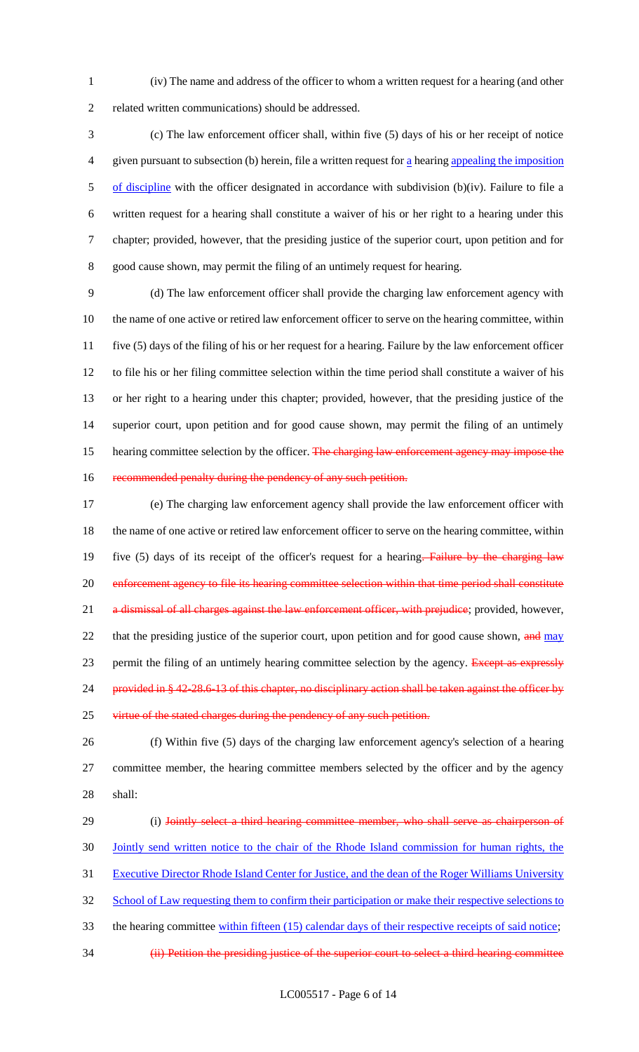(iv) The name and address of the officer to whom a written request for a hearing (and other related written communications) should be addressed.

(c) The law enforcement officer shall, within five (5) days of his or her receipt of notice given pursuant to subsection (b) herein, file a written request for a hearing appealing the imposition of discipline with the officer designated in accordance with subdivision (b)(iv). Failure to file a written request for a hearing shall constitute a waiver of his or her right to a hearing under this chapter; provided, however, that the presiding justice of the superior court, upon petition and for good cause shown, may permit the filing of an untimely request for hearing.

(d) The law enforcement officer shall provide the charging law enforcement agency with the name of one active or retired law enforcement officer to serve on the hearing committee, within five (5) days of the filing of his or her request for a hearing. Failure by the law enforcement officer to file his or her filing committee selection within the time period shall constitute a waiver of his or her right to a hearing under this chapter; provided, however, that the presiding justice of the superior court, upon petition and for good cause shown, may permit the filing of an untimely hearing committee selection by the officer. ~~The charging law enforcement agency may impose the recommended penalty during the pendency of any such petition.~~

(e) The charging law enforcement agency shall provide the law enforcement officer with the name of one active or retired law enforcement officer to serve on the hearing committee, within five (5) days of its receipt of the officer's request for a hearing~~. Failure by the charging law enforcement agency to file its hearing committee selection within that time period shall constitute a dismissal of all charges against the law enforcement officer, with prejudice~~; provided, however, that the presiding justice of the superior court, upon petition and for good cause shown, ~~and~~ may permit the filing of an untimely hearing committee selection by the agency. ~~Except as expressly provided in § 42-28.6-13 of this chapter, no disciplinary action shall be taken against the officer by virtue of the stated charges during the pendency of any such petition.~~

(f) Within five (5) days of the charging law enforcement agency's selection of a hearing committee member, the hearing committee members selected by the officer and by the agency shall:

(i) ~~Jointly select a third hearing committee member, who shall serve as chairperson of~~ Jointly send written notice to the chair of the Rhode Island commission for human rights, the Executive Director Rhode Island Center for Justice, and the dean of the Roger Williams University School of Law requesting them to confirm their participation or make their respective selections to the hearing committee within fifteen (15) calendar days of their respective receipts of said notice;

~~(ii) Petition the presiding justice of the superior court to select a third hearing committee~~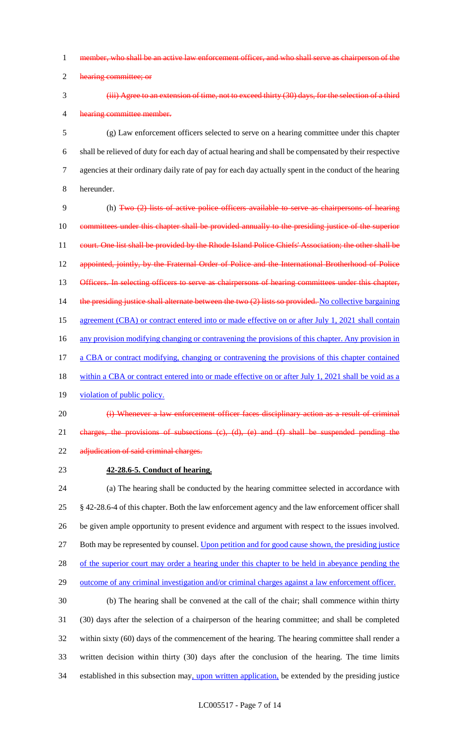~~member, who shall be an active law enforcement officer, and who shall serve as chairperson of the hearing committee; or~~

~~(iii) Agree to an extension of time, not to exceed thirty (30) days, for the selection of a third hearing committee member.~~

(g) Law enforcement officers selected to serve on a hearing committee under this chapter shall be relieved of duty for each day of actual hearing and shall be compensated by their respective agencies at their ordinary daily rate of pay for each day actually spent in the conduct of the hearing hereunder.

(h) ~~Two (2) lists of active police officers available to serve as chairpersons of hearing committees under this chapter shall be provided annually to the presiding justice of the superior court. One list shall be provided by the Rhode Island Police Chiefs' Association; the other shall be appointed, jointly, by the Fraternal Order of Police and the International Brotherhood of Police Officers. In selecting officers to serve as chairpersons of hearing committees under this chapter, the presiding justice shall alternate between the two (2) lists so provided.~~ <u>No collective bargaining agreement (CBA) or contract entered into or made effective on or after July 1, 2021 shall contain any provision modifying changing or contravening the provisions of this chapter. Any provision in a CBA or contract modifying, changing or contravening the provisions of this chapter contained within a CBA or contract entered into or made effective on or after July 1, 2021 shall be void as a violation of public policy.</u>

~~(i) Whenever a law enforcement officer faces disciplinary action as a result of criminal charges, the provisions of subsections (c), (d), (e) and (f) shall be suspended pending the adjudication of said criminal charges.~~

**42-28.6-5. Conduct of hearing.**

(a) The hearing shall be conducted by the hearing committee selected in accordance with § 42-28.6-4 of this chapter. Both the law enforcement agency and the law enforcement officer shall be given ample opportunity to present evidence and argument with respect to the issues involved. Both may be represented by counsel. <u>Upon petition and for good cause shown, the presiding justice of the superior court may order a hearing under this chapter to be held in abeyance pending the outcome of any criminal investigation and/or criminal charges against a law enforcement officer.</u>

(b) The hearing shall be convened at the call of the chair; shall commence within thirty (30) days after the selection of a chairperson of the hearing committee; and shall be completed within sixty (60) days of the commencement of the hearing. The hearing committee shall render a written decision within thirty (30) days after the conclusion of the hearing. The time limits established in this subsection may<u>, upon written application,</u> be extended by the presiding justice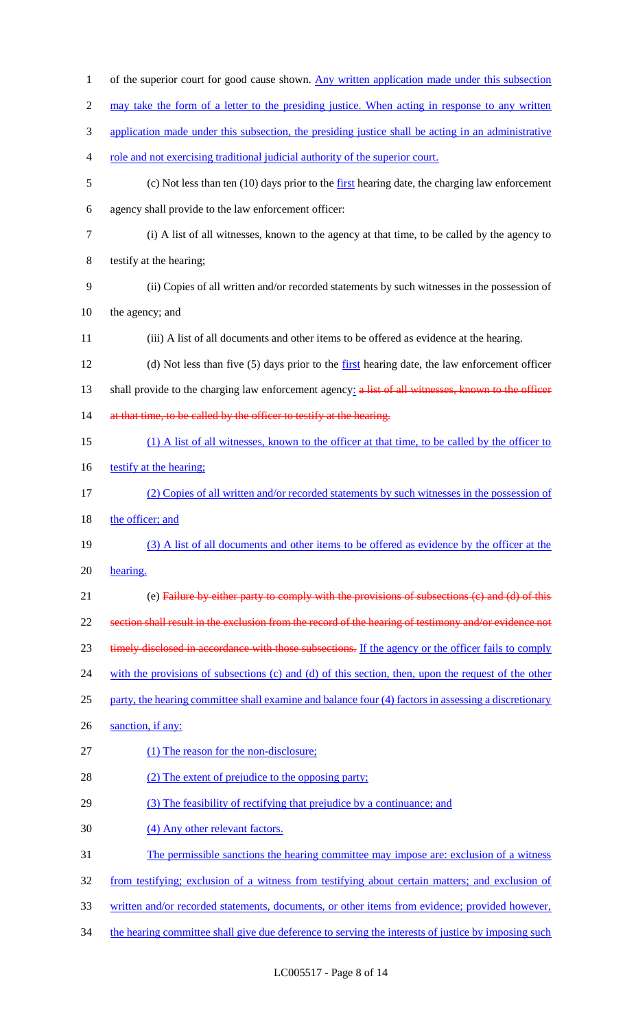of the superior court for good cause shown. Any written application made under this subsection may take the form of a letter to the presiding justice. When acting in response to any written application made under this subsection, the presiding justice shall be acting in an administrative role and not exercising traditional judicial authority of the superior court.

(c) Not less than ten (10) days prior to the first hearing date, the charging law enforcement agency shall provide to the law enforcement officer:

(i) A list of all witnesses, known to the agency at that time, to be called by the agency to testify at the hearing;

(ii) Copies of all written and/or recorded statements by such witnesses in the possession of the agency; and

(iii) A list of all documents and other items to be offered as evidence at the hearing.

(d) Not less than five (5) days prior to the first hearing date, the law enforcement officer shall provide to the charging law enforcement agency: ~~a list of all witnesses, known to the officer at that time, to be called by the officer to testify at the hearing.~~

(1) A list of all witnesses, known to the officer at that time, to be called by the officer to testify at the hearing;

(2) Copies of all written and/or recorded statements by such witnesses in the possession of the officer; and

(3) A list of all documents and other items to be offered as evidence by the officer at the hearing.

(e) ~~Failure by either party to comply with the provisions of subsections (c) and (d) of this section shall result in the exclusion from the record of the hearing of testimony and/or evidence not timely disclosed in accordance with those subsections.~~ If the agency or the officer fails to comply with the provisions of subsections (c) and (d) of this section, then, upon the request of the other party, the hearing committee shall examine and balance four (4) factors in assessing a discretionary sanction, if any:

(1) The reason for the non-disclosure;

(2) The extent of prejudice to the opposing party;

(3) The feasibility of rectifying that prejudice by a continuance; and

(4) Any other relevant factors.

The permissible sanctions the hearing committee may impose are: exclusion of a witness from testifying; exclusion of a witness from testifying about certain matters; and exclusion of written and/or recorded statements, documents, or other items from evidence; provided however, the hearing committee shall give due deference to serving the interests of justice by imposing such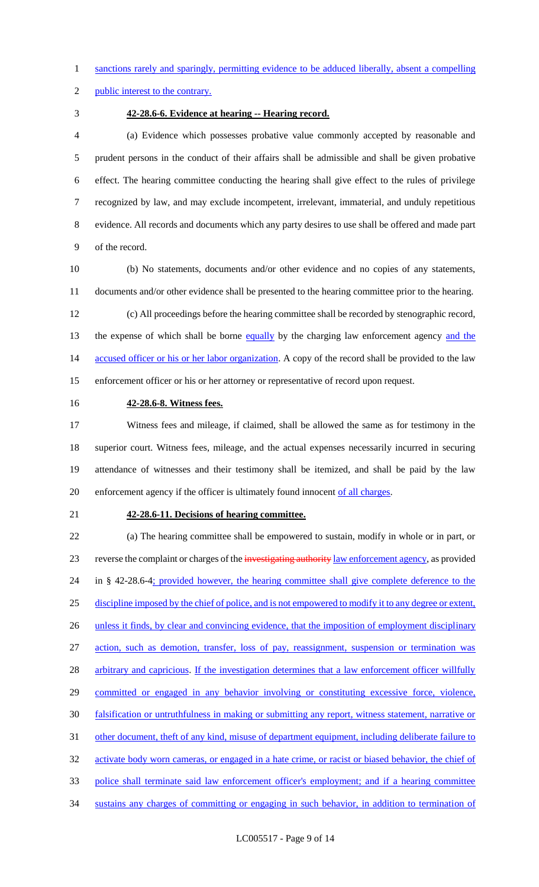sanctions rarely and sparingly, permitting evidence to be adduced liberally, absent a compelling public interest to the contrary.

**42-28.6-6. Evidence at hearing -- Hearing record.**

(a) Evidence which possesses probative value commonly accepted by reasonable and prudent persons in the conduct of their affairs shall be admissible and shall be given probative effect. The hearing committee conducting the hearing shall give effect to the rules of privilege recognized by law, and may exclude incompetent, irrelevant, immaterial, and unduly repetitious evidence. All records and documents which any party desires to use shall be offered and made part of the record.

(b) No statements, documents and/or other evidence and no copies of any statements, documents and/or other evidence shall be presented to the hearing committee prior to the hearing.

(c) All proceedings before the hearing committee shall be recorded by stenographic record, the expense of which shall be borne equally by the charging law enforcement agency and the accused officer or his or her labor organization. A copy of the record shall be provided to the law enforcement officer or his or her attorney or representative of record upon request.

**42-28.6-8. Witness fees.**

Witness fees and mileage, if claimed, shall be allowed the same as for testimony in the superior court. Witness fees, mileage, and the actual expenses necessarily incurred in securing attendance of witnesses and their testimony shall be itemized, and shall be paid by the law enforcement agency if the officer is ultimately found innocent of all charges.

**42-28.6-11. Decisions of hearing committee.**

(a) The hearing committee shall be empowered to sustain, modify in whole or in part, or reverse the complaint or charges of the ~~investigating authority~~ law enforcement agency, as provided in § 42-28.6-4; provided however, the hearing committee shall give complete deference to the discipline imposed by the chief of police, and is not empowered to modify it to any degree or extent, unless it finds, by clear and convincing evidence, that the imposition of employment disciplinary action, such as demotion, transfer, loss of pay, reassignment, suspension or termination was arbitrary and capricious. If the investigation determines that a law enforcement officer willfully committed or engaged in any behavior involving or constituting excessive force, violence, falsification or untruthfulness in making or submitting any report, witness statement, narrative or other document, theft of any kind, misuse of department equipment, including deliberate failure to activate body worn cameras, or engaged in a hate crime, or racist or biased behavior, the chief of police shall terminate said law enforcement officer's employment; and if a hearing committee sustains any charges of committing or engaging in such behavior, in addition to termination of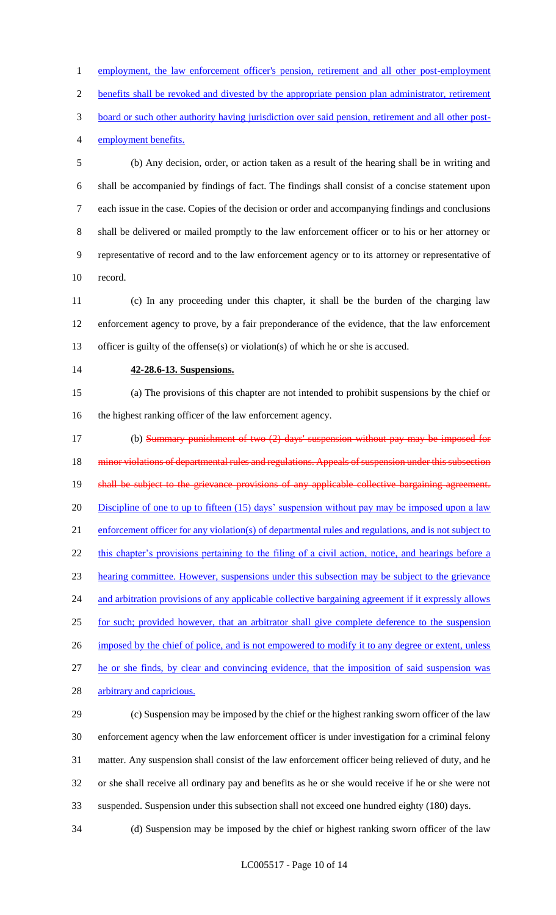employment, the law enforcement officer's pension, retirement and all other post-employment benefits shall be revoked and divested by the appropriate pension plan administrator, retirement board or such other authority having jurisdiction over said pension, retirement and all other post-employment benefits.

(b) Any decision, order, or action taken as a result of the hearing shall be in writing and shall be accompanied by findings of fact. The findings shall consist of a concise statement upon each issue in the case. Copies of the decision or order and accompanying findings and conclusions shall be delivered or mailed promptly to the law enforcement officer or to his or her attorney or representative of record and to the law enforcement agency or to its attorney or representative of record.

(c) In any proceeding under this chapter, it shall be the burden of the charging law enforcement agency to prove, by a fair preponderance of the evidence, that the law enforcement officer is guilty of the offense(s) or violation(s) of which he or she is accused.

**42-28.6-13. Suspensions.**

(a) The provisions of this chapter are not intended to prohibit suspensions by the chief or the highest ranking officer of the law enforcement agency.

(b) ~~Summary punishment of two (2) days' suspension without pay may be imposed for minor violations of departmental rules and regulations. Appeals of suspension under this subsection shall be subject to the grievance provisions of any applicable collective bargaining agreement.~~ Discipline of one to up to fifteen (15) days' suspension without pay may be imposed upon a law enforcement officer for any violation(s) of departmental rules and regulations, and is not subject to this chapter's provisions pertaining to the filing of a civil action, notice, and hearings before a hearing committee. However, suspensions under this subsection may be subject to the grievance and arbitration provisions of any applicable collective bargaining agreement if it expressly allows for such; provided however, that an arbitrator shall give complete deference to the suspension imposed by the chief of police, and is not empowered to modify it to any degree or extent, unless he or she finds, by clear and convincing evidence, that the imposition of said suspension was arbitrary and capricious.

(c) Suspension may be imposed by the chief or the highest ranking sworn officer of the law enforcement agency when the law enforcement officer is under investigation for a criminal felony matter. Any suspension shall consist of the law enforcement officer being relieved of duty, and he or she shall receive all ordinary pay and benefits as he or she would receive if he or she were not suspended. Suspension under this subsection shall not exceed one hundred eighty (180) days.

(d) Suspension may be imposed by the chief or highest ranking sworn officer of the law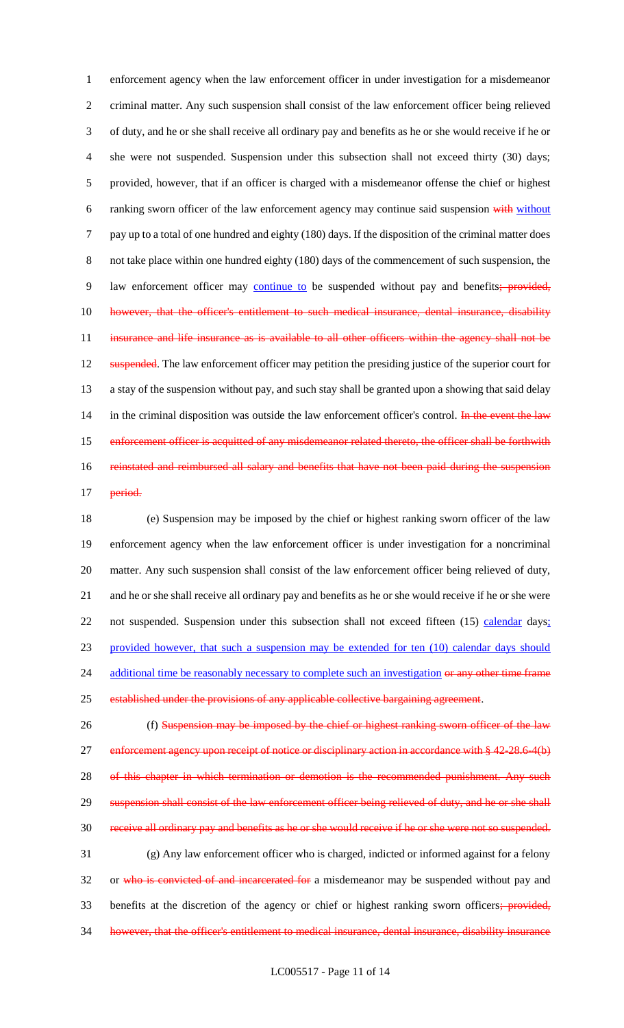enforcement agency when the law enforcement officer in under investigation for a misdemeanor criminal matter. Any such suspension shall consist of the law enforcement officer being relieved of duty, and he or she shall receive all ordinary pay and benefits as he or she would receive if he or she were not suspended. Suspension under this subsection shall not exceed thirty (30) days; provided, however, that if an officer is charged with a misdemeanor offense the chief or highest ranking sworn officer of the law enforcement agency may continue said suspension ~~with~~ <u>without</u> pay up to a total of one hundred and eighty (180) days. If the disposition of the criminal matter does not take place within one hundred eighty (180) days of the commencement of such suspension, the law enforcement officer may <u>continue to</u> be suspended without pay and benefits~~; provided, however, that the officer's entitlement to such medical insurance, dental insurance, disability insurance and life insurance as is available to all other officers within the agency shall not be suspended~~. The law enforcement officer may petition the presiding justice of the superior court for a stay of the suspension without pay, and such stay shall be granted upon a showing that said delay in the criminal disposition was outside the law enforcement officer's control. ~~In the event the law enforcement officer is acquitted of any misdemeanor related thereto, the officer shall be forthwith reinstated and reimbursed all salary and benefits that have not been paid during the suspension period.~~

(e) Suspension may be imposed by the chief or highest ranking sworn officer of the law enforcement agency when the law enforcement officer is under investigation for a noncriminal matter. Any such suspension shall consist of the law enforcement officer being relieved of duty, and he or she shall receive all ordinary pay and benefits as he or she would receive if he or she were not suspended. Suspension under this subsection shall not exceed fifteen (15) <u>calendar</u> days<u>; provided however, that such a suspension may be extended for ten (10) calendar days should additional time be reasonably necessary to complete such an investigation</u> ~~or any other time frame established under the provisions of any applicable collective bargaining agreement~~.

(f) ~~Suspension may be imposed by the chief or highest ranking sworn officer of the law enforcement agency upon receipt of notice or disciplinary action in accordance with § 42-28.6-4(b) of this chapter in which termination or demotion is the recommended punishment. Any such suspension shall consist of the law enforcement officer being relieved of duty, and he or she shall receive all ordinary pay and benefits as he or she would receive if he or she were not so suspended.~~

(g) Any law enforcement officer who is charged, indicted or informed against for a felony or ~~who is convicted of and incarcerated for~~ a misdemeanor may be suspended without pay and benefits at the discretion of the agency or chief or highest ranking sworn officers~~; provided, however, that the officer's entitlement to medical insurance, dental insurance, disability insurance~~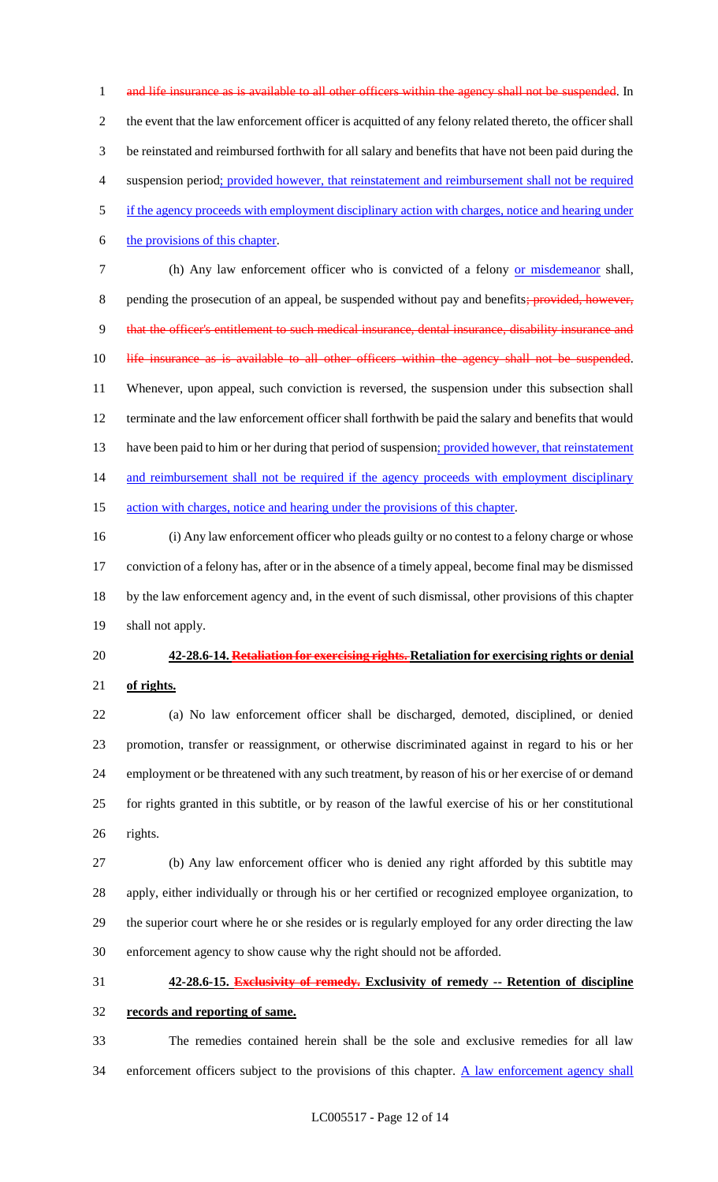and life insurance as is available to all other officers within the agency shall not be suspended. In the event that the law enforcement officer is acquitted of any felony related thereto, the officer shall be reinstated and reimbursed forthwith for all salary and benefits that have not been paid during the suspension period; provided however, that reinstatement and reimbursement shall not be required if the agency proceeds with employment disciplinary action with charges, notice and hearing under the provisions of this chapter.

(h) Any law enforcement officer who is convicted of a felony or misdemeanor shall, pending the prosecution of an appeal, be suspended without pay and benefits; provided, however, that the officer's entitlement to such medical insurance, dental insurance, disability insurance and life insurance as is available to all other officers within the agency shall not be suspended. Whenever, upon appeal, such conviction is reversed, the suspension under this subsection shall terminate and the law enforcement officer shall forthwith be paid the salary and benefits that would have been paid to him or her during that period of suspension; provided however, that reinstatement and reimbursement shall not be required if the agency proceeds with employment disciplinary action with charges, notice and hearing under the provisions of this chapter.

(i) Any law enforcement officer who pleads guilty or no contest to a felony charge or whose conviction of a felony has, after or in the absence of a timely appeal, become final may be dismissed by the law enforcement agency and, in the event of such dismissal, other provisions of this chapter shall not apply.

**42-28.6-14. Retaliation for exercising rights. Retaliation for exercising rights or denial of rights.**

(a) No law enforcement officer shall be discharged, demoted, disciplined, or denied promotion, transfer or reassignment, or otherwise discriminated against in regard to his or her employment or be threatened with any such treatment, by reason of his or her exercise of or demand for rights granted in this subtitle, or by reason of the lawful exercise of his or her constitutional rights.

(b) Any law enforcement officer who is denied any right afforded by this subtitle may apply, either individually or through his or her certified or recognized employee organization, to the superior court where he or she resides or is regularly employed for any order directing the law enforcement agency to show cause why the right should not be afforded.

**42-28.6-15. Exclusivity of remedy. Exclusivity of remedy -- Retention of discipline records and reporting of same.**

The remedies contained herein shall be the sole and exclusive remedies for all law enforcement officers subject to the provisions of this chapter. A law enforcement agency shall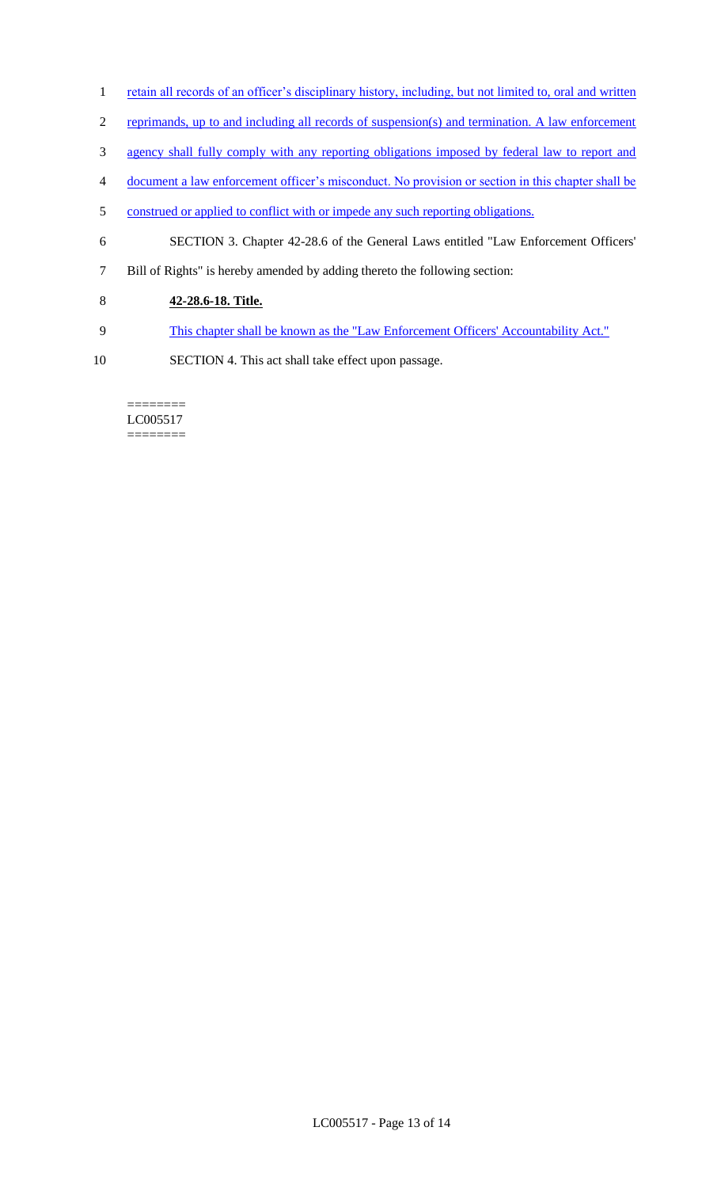retain all records of an officer's disciplinary history, including, but not limited to, oral and written reprimands, up to and including all records of suspension(s) and termination. A law enforcement agency shall fully comply with any reporting obligations imposed by federal law to report and document a law enforcement officer's misconduct. No provision or section in this chapter shall be construed or applied to conflict with or impede any such reporting obligations.

SECTION 3. Chapter 42-28.6 of the General Laws entitled "Law Enforcement Officers' Bill of Rights" is hereby amended by adding thereto the following section:

**42-28.6-18. Title.**

This chapter shall be known as the "Law Enforcement Officers' Accountability Act."

SECTION 4. This act shall take effect upon passage.

========
LC005517
========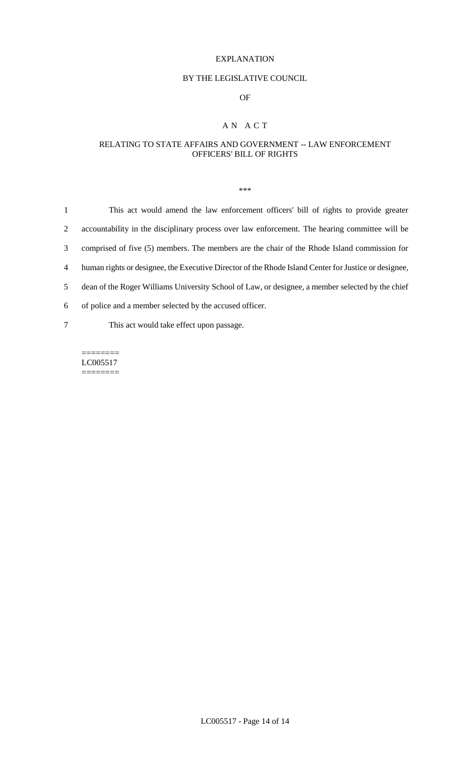EXPLANATION

BY THE LEGISLATIVE COUNCIL

OF

A N A C T

RELATING TO STATE AFFAIRS AND GOVERNMENT -- LAW ENFORCEMENT OFFICERS' BILL OF RIGHTS

\*\*\*

This act would amend the law enforcement officers' bill of rights to provide greater accountability in the disciplinary process over law enforcement. The hearing committee will be comprised of five (5) members. The members are the chair of the Rhode Island commission for human rights or designee, the Executive Director of the Rhode Island Center for Justice or designee, dean of the Roger Williams University School of Law, or designee, a member selected by the chief of police and a member selected by the accused officer.

This act would take effect upon passage.

========
LC005517
========